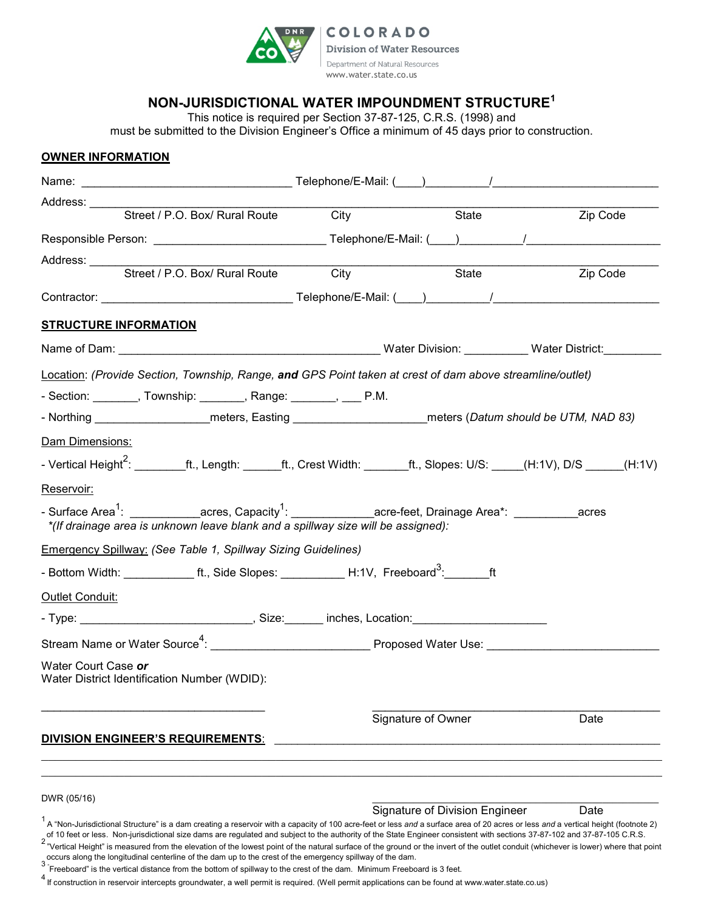COLORADO
Division of Water Resources
Department of Natural Resources
www.water.state.co.us

# NON-JURISDICTIONAL WATER IMPOUNDMENT STRUCTURE[1]

This notice is required per Section 37-87-125, C.R.S. (1998) and must be submitted to the Division Engineer's Office a minimum of 45 days prior to construction.

## OWNER INFORMATION

Name: ________________________________ Telephone/E-Mail: (____)_________/_________________________

Address: ______________________________________________________________________________
Street / P.O. Box/ Rural Route    City    State    Zip Code

Responsible Person: __________________________ Telephone/E-Mail: (____)_________/_____________________

Address: ______________________________________________________________________________
Street / P.O. Box/ Rural Route    City    State    Zip Code

Contractor: _____________________________ Telephone/E-Mail: (____)_________/_________________________

## STRUCTURE INFORMATION

Name of Dam: ________________________________________ Water Division: __________ Water District:_________

Location: *(Provide Section, Township, Range,* ***and*** *GPS Point taken at crest of dam above streamline/outlet)*

- Section: _______, Township: _______, Range: _______, ___ P.M.
- Northing _________________meters, Easting ____________________meters (*Datum should be UTM, NAD 83)*

Dam Dimensions:

- Vertical Height[2]: ________ft., Length: ______ft., Crest Width: _______ft., Slopes: U/S: _____(H:1V), D/S ______(H:1V)

Reservoir:

- Surface Area[1]: ___________acres, Capacity[1]: ____________acre-feet, Drainage Area*: __________acres
  *\*(If drainage area is unknown leave blank and a spillway size will be assigned):*

Emergency Spillway: *(See Table 1, Spillway Sizing Guidelines)*

- Bottom Width: ___________ ft., Side Slopes: __________ H:1V, Freeboard[3]:_______ft

Outlet Conduit:

- Type: ___________________________, Size:______ inches, Location:____________________

Stream Name or Water Source[4]: ________________________ Proposed Water Use: ___________________________

Water Court Case ***or***
Water District Identification Number (WDID):

___________________________________ 

_____________________________________________
Signature of Owner    Date

**DIVISION ENGINEER'S REQUIREMENTS**: ___________________________________________________________

______________________________________________________________________________

______________________________________________________________________________

DWR (05/16)

_____________________________________________
Signature of Division Engineer    Date

[1] A "Non-Jurisdictional Structure" is a dam creating a reservoir with a capacity of 100 acre-feet or less *and* a surface area of 20 acres or less *and* a vertical height (footnote 2) of 10 feet or less. Non-jurisdictional size dams are regulated and subject to the authority of the State Engineer consistent with sections 37-87-102 and 37-87-105 C.R.S.

[2] "Vertical Height" is measured from the elevation of the lowest point of the natural surface of the ground or the invert of the outlet conduit (whichever is lower) where that point occurs along the longitudinal centerline of the dam up to the crest of the emergency spillway of the dam.

[3] "Freeboard" is the vertical distance from the bottom of spillway to the crest of the dam. Minimum Freeboard is 3 feet.

[4] If construction in reservoir intercepts groundwater, a well permit is required. (Well permit applications can be found at www.water.state.co.us)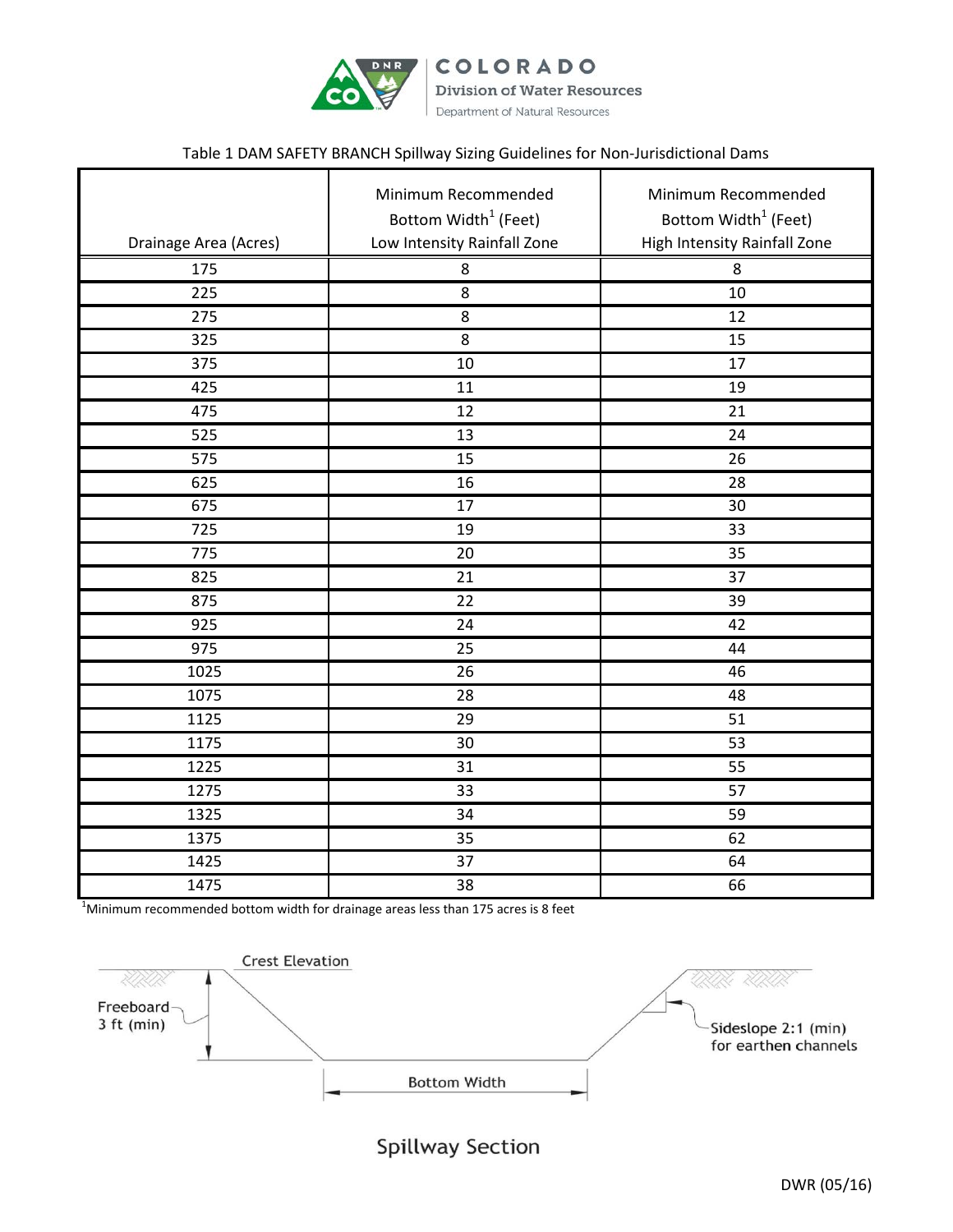COLORADO
Division of Water Resources
Department of Natural Resources

Table 1 DAM SAFETY BRANCH Spillway Sizing Guidelines for Non-Jurisdictional Dams

| Drainage Area (Acres) | Minimum Recommended Bottom Width[1] (Feet) Low Intensity Rainfall Zone | Minimum Recommended Bottom Width[1] (Feet) High Intensity Rainfall Zone |
|---|---|---|
| 175 | 8 | 8 |
| 225 | 8 | 10 |
| 275 | 8 | 12 |
| 325 | 8 | 15 |
| 375 | 10 | 17 |
| 425 | 11 | 19 |
| 475 | 12 | 21 |
| 525 | 13 | 24 |
| 575 | 15 | 26 |
| 625 | 16 | 28 |
| 675 | 17 | 30 |
| 725 | 19 | 33 |
| 775 | 20 | 35 |
| 825 | 21 | 37 |
| 875 | 22 | 39 |
| 925 | 24 | 42 |
| 975 | 25 | 44 |
| 1025 | 26 | 46 |
| 1075 | 28 | 48 |
| 1125 | 29 | 51 |
| 1175 | 30 | 53 |
| 1225 | 31 | 55 |
| 1275 | 33 | 57 |
| 1325 | 34 | 59 |
| 1375 | 35 | 62 |
| 1425 | 37 | 64 |
| 1475 | 38 | 66 |

[1]Minimum recommended bottom width for drainage areas less than 175 acres is 8 feet

Crest Elevation

Freeboard 3 ft (min)

Sideslope 2:1 (min) for earthen channels

Bottom Width

Spillway Section

DWR (05/16)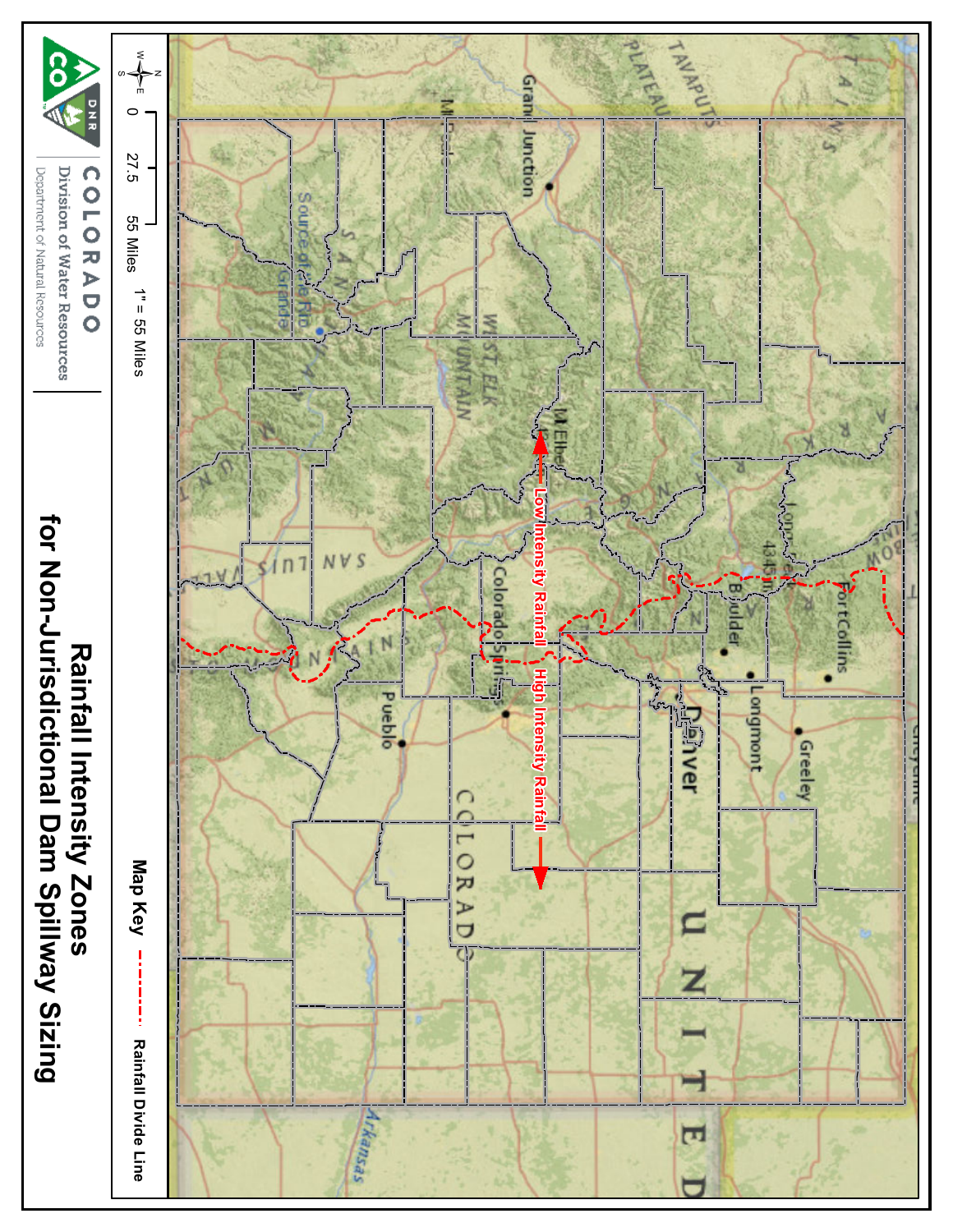# Rainfall Intensity Zones for Non-Jurisdictional Dam Spillway Sizing

COLORADO
Division of Water Resources
Department of Natural Resources

0 27.5 55 Miles

1" = 55 Miles

**Map Key**

Rainfall Divide Line

Low Intensity Rainfall

High Intensity Rainfall

Grand Junction

Fort Collins

Greeley

Longmont

Boulder

Denver

Colorado Springs

Pueblo

Mt Elbert

Source of the Rio Grande

Arkansas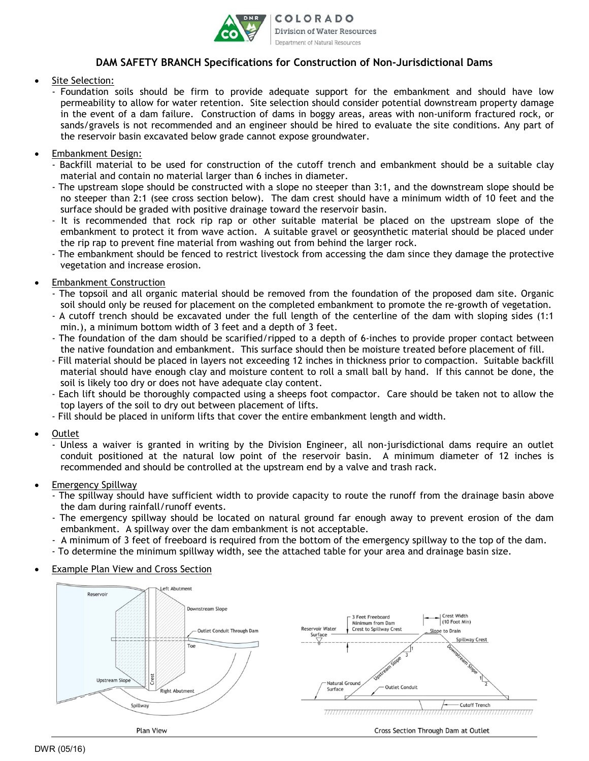COLORADO
Division of Water Resources
Department of Natural Resources

## DAM SAFETY BRANCH Specifications for Construction of Non-Jurisdictional Dams

- Site Selection:
  - Foundation soils should be firm to provide adequate support for the embankment and should have low permeability to allow for water retention. Site selection should consider potential downstream property damage in the event of a dam failure. Construction of dams in boggy areas, areas with non-uniform fractured rock, or sands/gravels is not recommended and an engineer should be hired to evaluate the site conditions. Any part of the reservoir basin excavated below grade cannot expose groundwater.

- Embankment Design:
  - Backfill material to be used for construction of the cutoff trench and embankment should be a suitable clay material and contain no material larger than 6 inches in diameter.
  - The upstream slope should be constructed with a slope no steeper than 3:1, and the downstream slope should be no steeper than 2:1 (see cross section below). The dam crest should have a minimum width of 10 feet and the surface should be graded with positive drainage toward the reservoir basin.
  - It is recommended that rock rip rap or other suitable material be placed on the upstream slope of the embankment to protect it from wave action. A suitable gravel or geosynthetic material should be placed under the rip rap to prevent fine material from washing out from behind the larger rock.
  - The embankment should be fenced to restrict livestock from accessing the dam since they damage the protective vegetation and increase erosion.

- Embankment Construction
  - The topsoil and all organic material should be removed from the foundation of the proposed dam site. Organic soil should only be reused for placement on the completed embankment to promote the re-growth of vegetation.
  - A cutoff trench should be excavated under the full length of the centerline of the dam with sloping sides (1:1 min.), a minimum bottom width of 3 feet and a depth of 3 feet.
  - The foundation of the dam should be scarified/ripped to a depth of 6-inches to provide proper contact between the native foundation and embankment. This surface should then be moisture treated before placement of fill.
  - Fill material should be placed in layers not exceeding 12 inches in thickness prior to compaction. Suitable backfill material should have enough clay and moisture content to roll a small ball by hand. If this cannot be done, the soil is likely too dry or does not have adequate clay content.
  - Each lift should be thoroughly compacted using a sheeps foot compactor. Care should be taken not to allow the top layers of the soil to dry out between placement of lifts.
  - Fill should be placed in uniform lifts that cover the entire embankment length and width.

- Outlet
  - Unless a waiver is granted in writing by the Division Engineer, all non-jurisdictional dams require an outlet conduit positioned at the natural low point of the reservoir basin. A minimum diameter of 12 inches is recommended and should be controlled at the upstream end by a valve and trash rack.

- Emergency Spillway
  - The spillway should have sufficient width to provide capacity to route the runoff from the drainage basin above the dam during rainfall/runoff events.
  - The emergency spillway should be located on natural ground far enough away to prevent erosion of the dam embankment. A spillway over the dam embankment is not acceptable.
  - A minimum of 3 feet of freeboard is required from the bottom of the emergency spillway to the top of the dam.
  - To determine the minimum spillway width, see the attached table for your area and drainage basin size.

- Example Plan View and Cross Section

Reservoir
Left Abutment
Downstream Slope
Outlet Conduit Through Dam
Toe
Upstream Slope
Crest
Right Abutment
Spillway

Plan View

3 Feet Freeboard Minimum from Dam Crest to Spillway Crest
Crest Width (10 Foot Min)
Reservoir Water Surface
Slope to Drain
Spillway Crest
1
3
Upstream Slope
Downstream Slope
1
2
Natural Ground Surface
Outlet Conduit
Cutoff Trench

Cross Section Through Dam at Outlet

DWR (05/16)